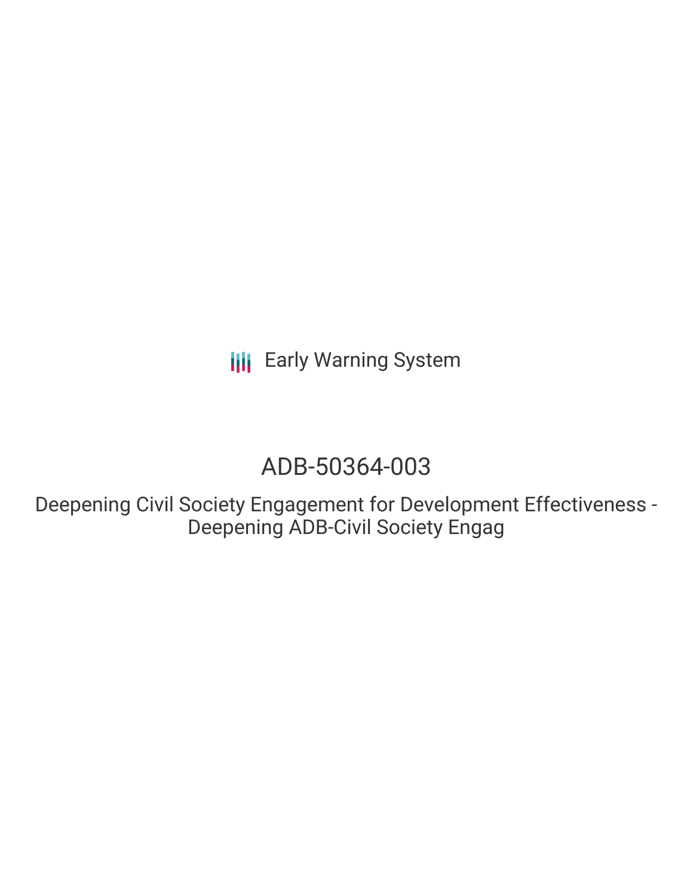Early Warning System

# ADB-50364-003

## Deepening Civil Society Engagement for Development Effectiveness - Deepening ADB-Civil Society Engag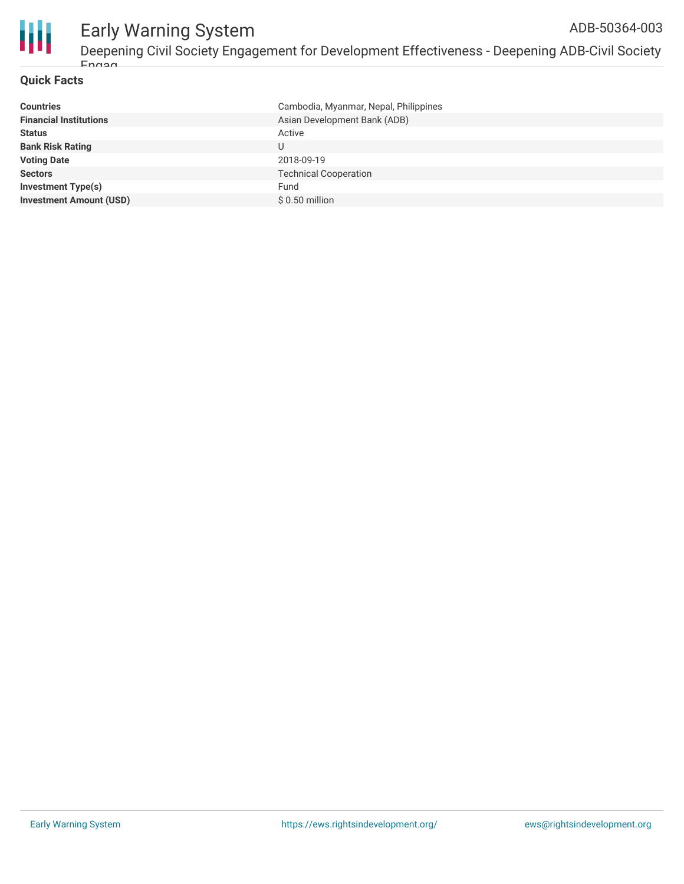## Quick Facts

| | |
|---|---|
| **Countries** | Cambodia, Myanmar, Nepal, Philippines |
| **Financial Institutions** | Asian Development Bank (ADB) |
| **Status** | Active |
| **Bank Risk Rating** | U |
| **Voting Date** | 2018-09-19 |
| **Sectors** | Technical Cooperation |
| **Investment Type(s)** | Fund |
| **Investment Amount (USD)** | $ 0.50 million |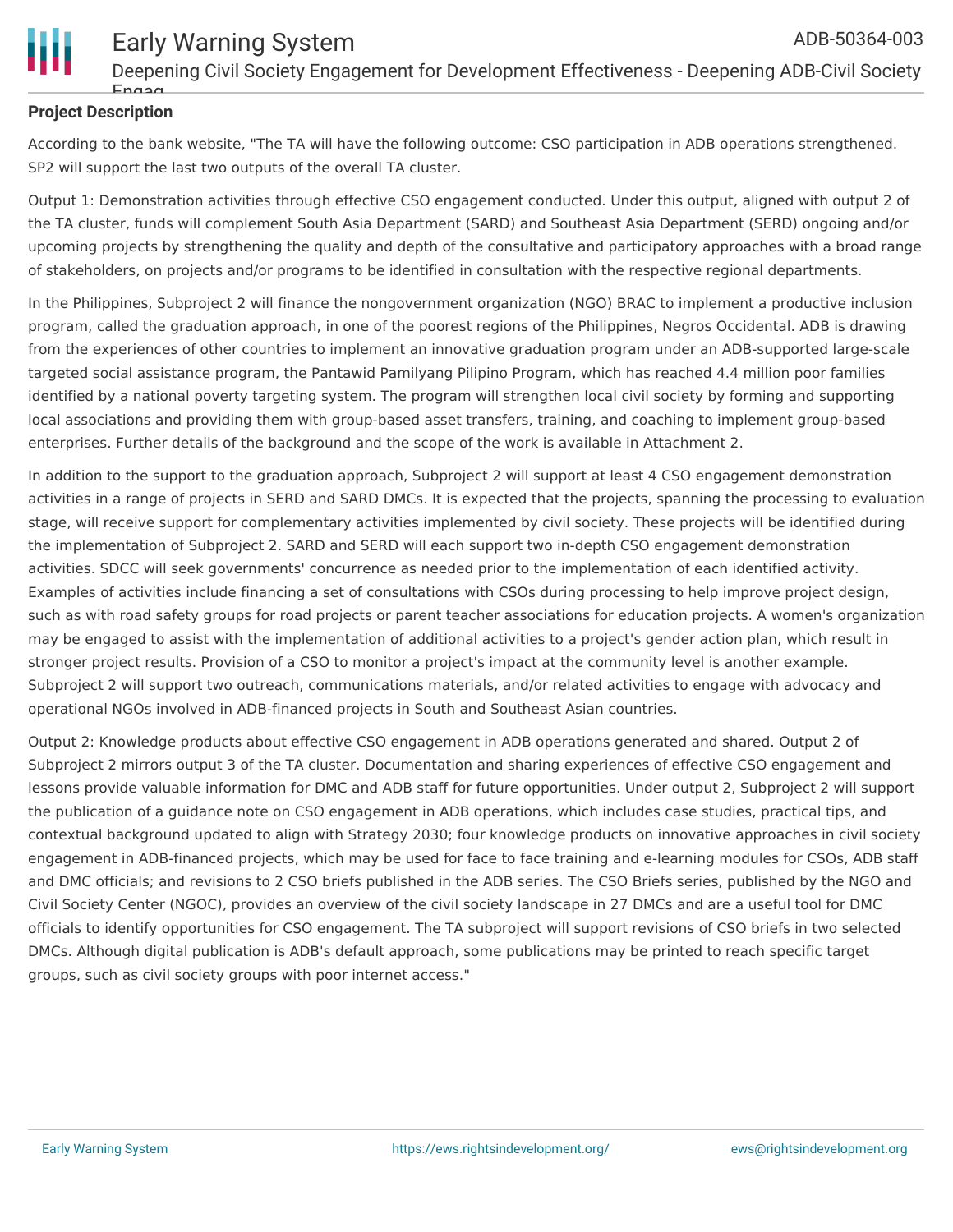**Project Description**

According to the bank website, "The TA will have the following outcome: CSO participation in ADB operations strengthened. SP2 will support the last two outputs of the overall TA cluster.

Output 1: Demonstration activities through effective CSO engagement conducted. Under this output, aligned with output 2 of the TA cluster, funds will complement South Asia Department (SARD) and Southeast Asia Department (SERD) ongoing and/or upcoming projects by strengthening the quality and depth of the consultative and participatory approaches with a broad range of stakeholders, on projects and/or programs to be identified in consultation with the respective regional departments.

In the Philippines, Subproject 2 will finance the nongovernment organization (NGO) BRAC to implement a productive inclusion program, called the graduation approach, in one of the poorest regions of the Philippines, Negros Occidental. ADB is drawing from the experiences of other countries to implement an innovative graduation program under an ADB-supported large-scale targeted social assistance program, the Pantawid Pamilyang Pilipino Program, which has reached 4.4 million poor families identified by a national poverty targeting system. The program will strengthen local civil society by forming and supporting local associations and providing them with group-based asset transfers, training, and coaching to implement group-based enterprises. Further details of the background and the scope of the work is available in Attachment 2.

In addition to the support to the graduation approach, Subproject 2 will support at least 4 CSO engagement demonstration activities in a range of projects in SERD and SARD DMCs. It is expected that the projects, spanning the processing to evaluation stage, will receive support for complementary activities implemented by civil society. These projects will be identified during the implementation of Subproject 2. SARD and SERD will each support two in-depth CSO engagement demonstration activities. SDCC will seek governments' concurrence as needed prior to the implementation of each identified activity. Examples of activities include financing a set of consultations with CSOs during processing to help improve project design, such as with road safety groups for road projects or parent teacher associations for education projects. A women's organization may be engaged to assist with the implementation of additional activities to a project's gender action plan, which result in stronger project results. Provision of a CSO to monitor a project's impact at the community level is another example. Subproject 2 will support two outreach, communications materials, and/or related activities to engage with advocacy and operational NGOs involved in ADB-financed projects in South and Southeast Asian countries.

Output 2: Knowledge products about effective CSO engagement in ADB operations generated and shared. Output 2 of Subproject 2 mirrors output 3 of the TA cluster. Documentation and sharing experiences of effective CSO engagement and lessons provide valuable information for DMC and ADB staff for future opportunities. Under output 2, Subproject 2 will support the publication of a guidance note on CSO engagement in ADB operations, which includes case studies, practical tips, and contextual background updated to align with Strategy 2030; four knowledge products on innovative approaches in civil society engagement in ADB-financed projects, which may be used for face to face training and e-learning modules for CSOs, ADB staff and DMC officials; and revisions to 2 CSO briefs published in the ADB series. The CSO Briefs series, published by the NGO and Civil Society Center (NGOC), provides an overview of the civil society landscape in 27 DMCs and are a useful tool for DMC officials to identify opportunities for CSO engagement. The TA subproject will support revisions of CSO briefs in two selected DMCs. Although digital publication is ADB's default approach, some publications may be printed to reach specific target groups, such as civil society groups with poor internet access."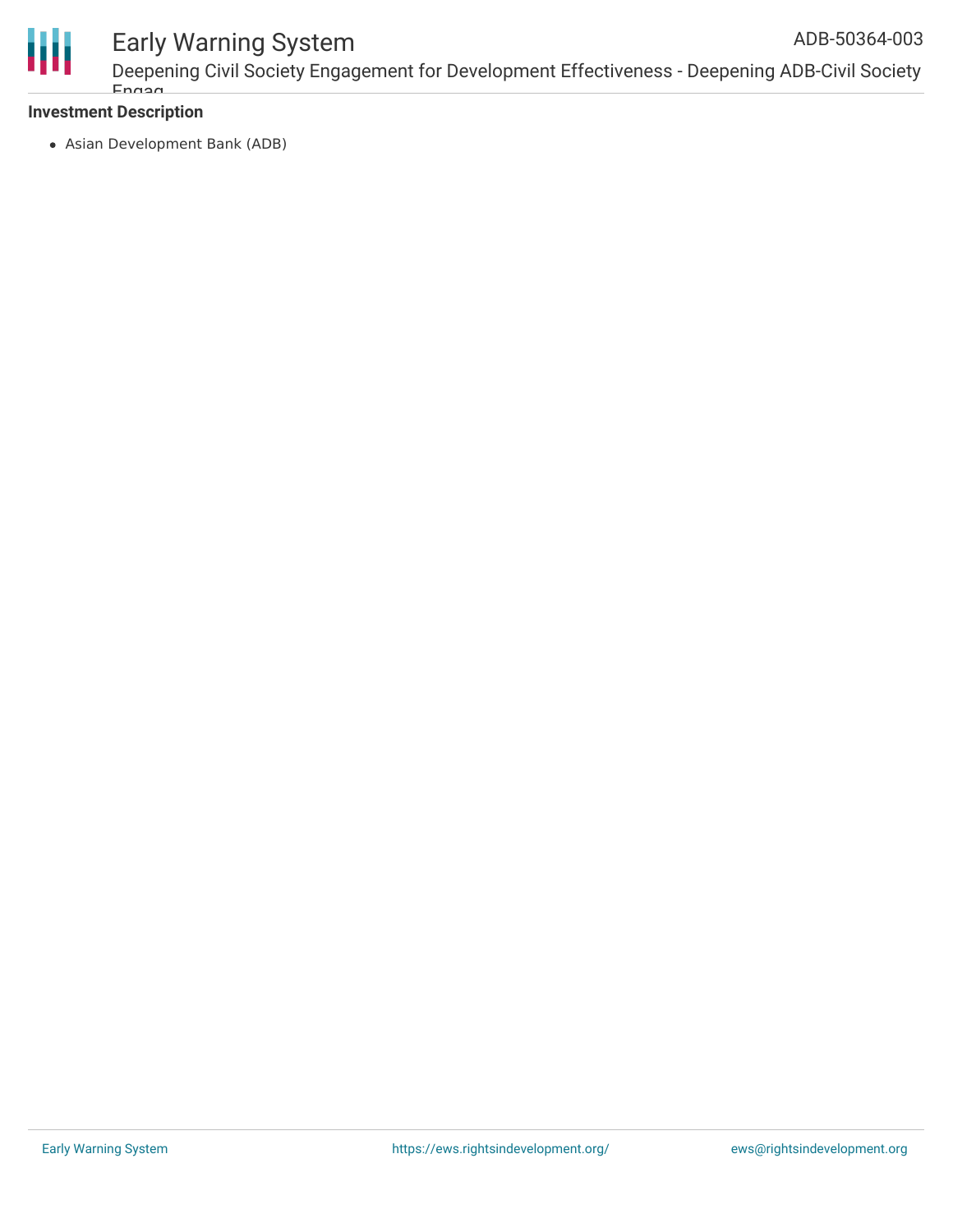**Investment Description**

- Asian Development Bank (ADB)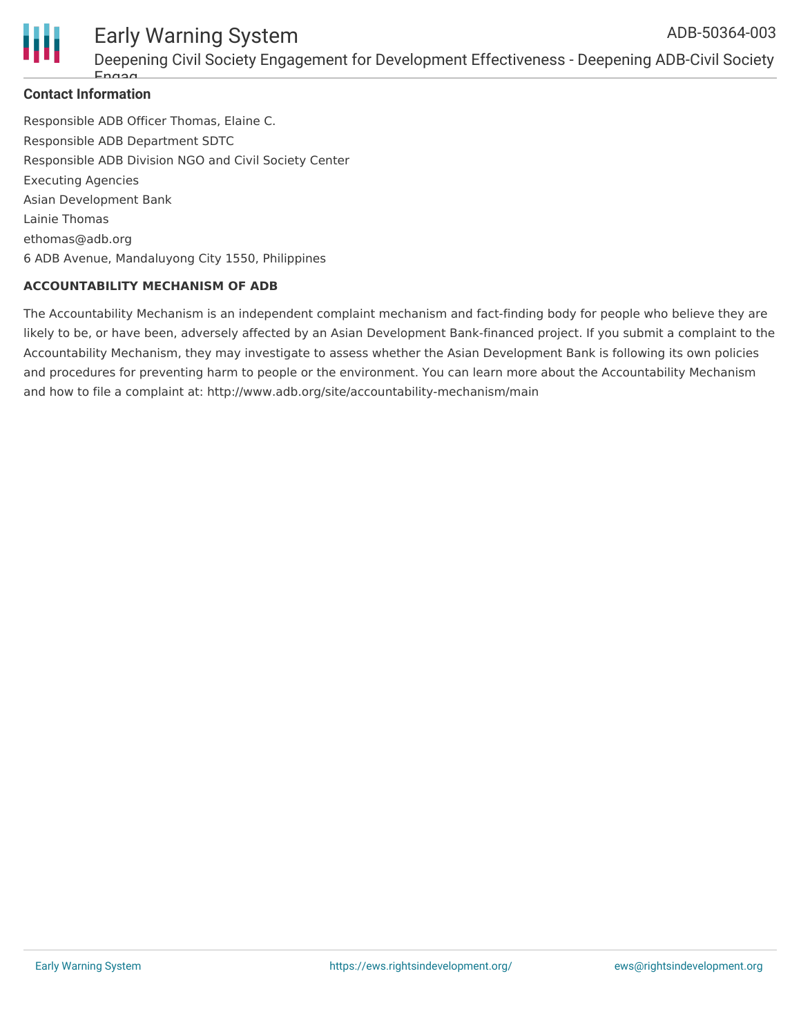**Contact Information**

Responsible ADB Officer Thomas, Elaine C.

Responsible ADB Department SDTC

Responsible ADB Division NGO and Civil Society Center

Executing Agencies

Asian Development Bank

Lainie Thomas

ethomas@adb.org

6 ADB Avenue, Mandaluyong City 1550, Philippines

**ACCOUNTABILITY MECHANISM OF ADB**

The Accountability Mechanism is an independent complaint mechanism and fact-finding body for people who believe they are likely to be, or have been, adversely affected by an Asian Development Bank-financed project. If you submit a complaint to the Accountability Mechanism, they may investigate to assess whether the Asian Development Bank is following its own policies and procedures for preventing harm to people or the environment. You can learn more about the Accountability Mechanism and how to file a complaint at: http://www.adb.org/site/accountability-mechanism/main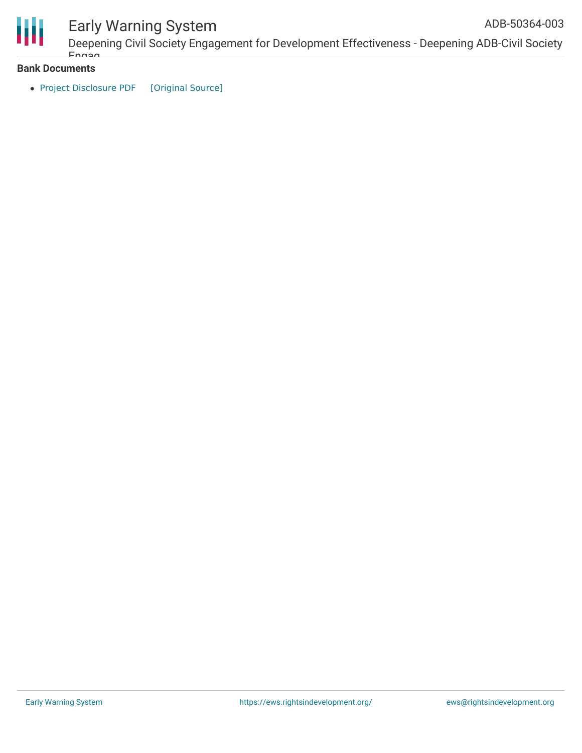**Bank Documents**

- Project Disclosure PDF [Original Source]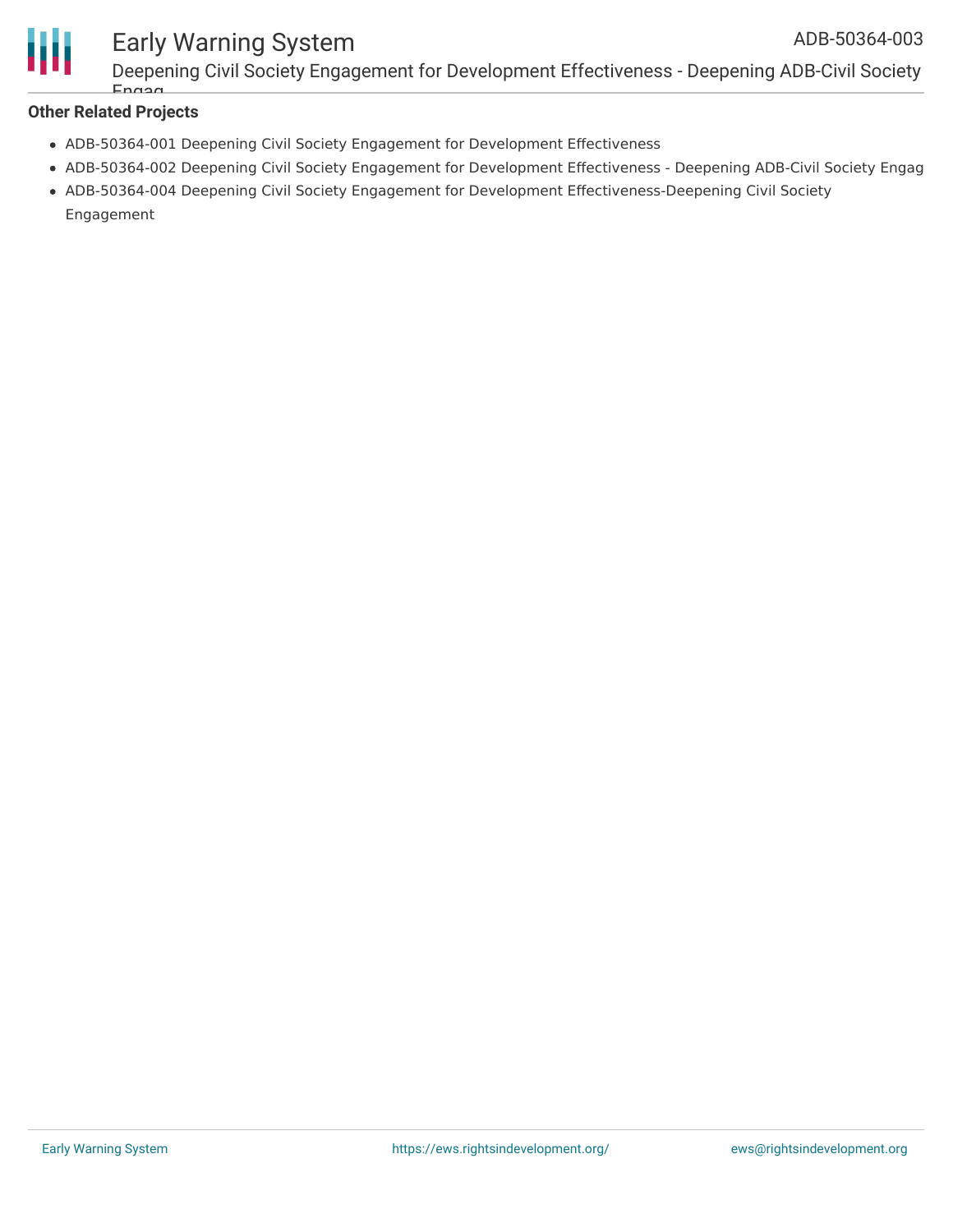**Other Related Projects**

- ADB-50364-001 Deepening Civil Society Engagement for Development Effectiveness
- ADB-50364-002 Deepening Civil Society Engagement for Development Effectiveness - Deepening ADB-Civil Society Engag
- ADB-50364-004 Deepening Civil Society Engagement for Development Effectiveness-Deepening Civil Society Engagement